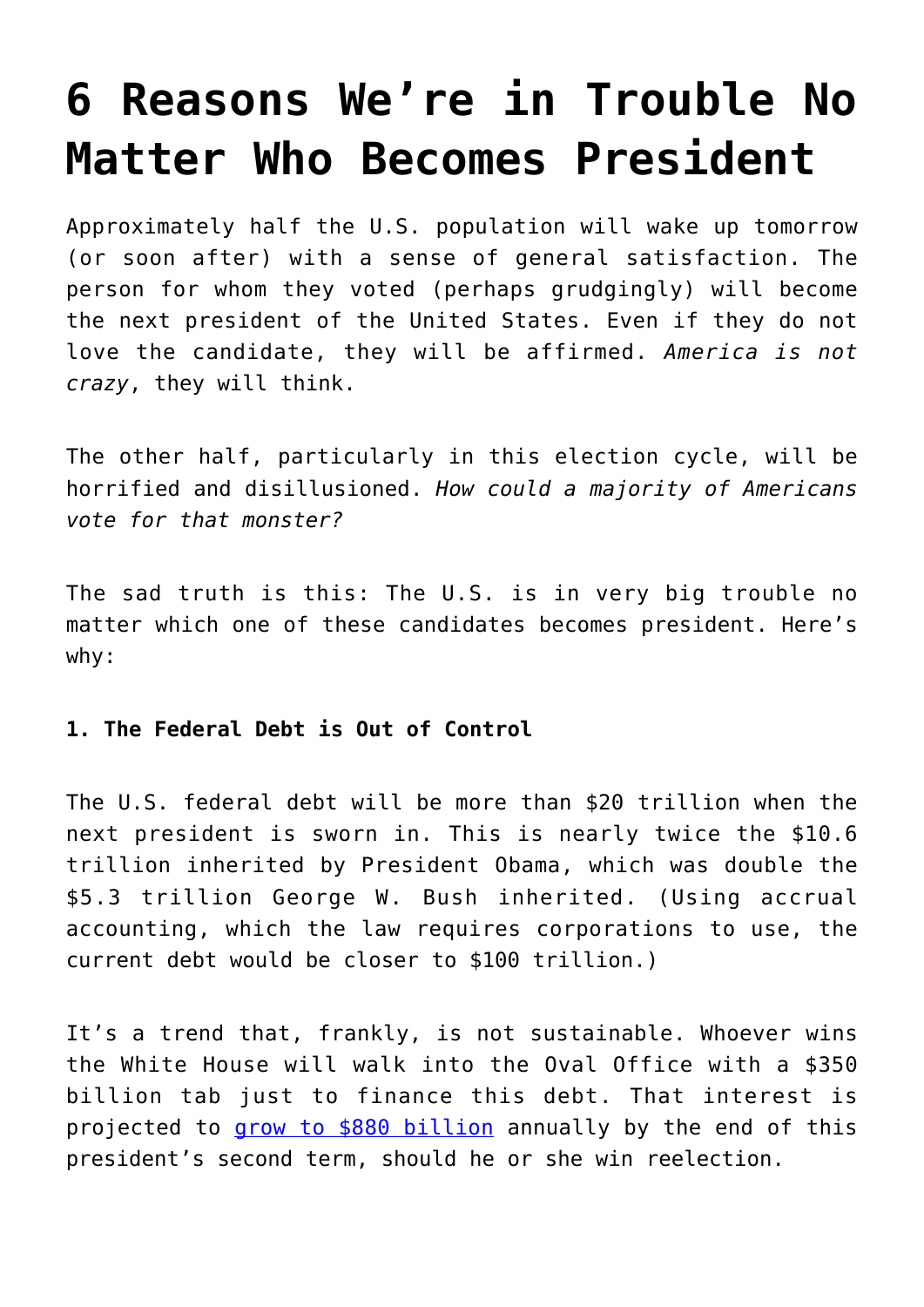# 6 Reasons We're in Trouble No Matter Who Becomes President

Approximately half the U.S. population will wake up tomorrow (or soon after) with a sense of general satisfaction. The person for whom they voted (perhaps grudgingly) will become the next president of the United States. Even if they do not love the candidate, they will be affirmed. *America is not crazy*, they will think.

The other half, particularly in this election cycle, will be horrified and disillusioned. *How could a majority of Americans vote for that monster?*

The sad truth is this: The U.S. is in very big trouble no matter which one of these candidates becomes president. Here's why:

**1. The Federal Debt is Out of Control**

The U.S. federal debt will be more than $20 trillion when the next president is sworn in. This is nearly twice the $10.6 trillion inherited by President Obama, which was double the $5.3 trillion George W. Bush inherited. (Using accrual accounting, which the law requires corporations to use, the current debt would be closer to $100 trillion.)

It's a trend that, frankly, is not sustainable. Whoever wins the White House will walk into the Oval Office with a $350 billion tab just to finance this debt. That interest is projected to grow to $880 billion annually by the end of this president's second term, should he or she win reelection.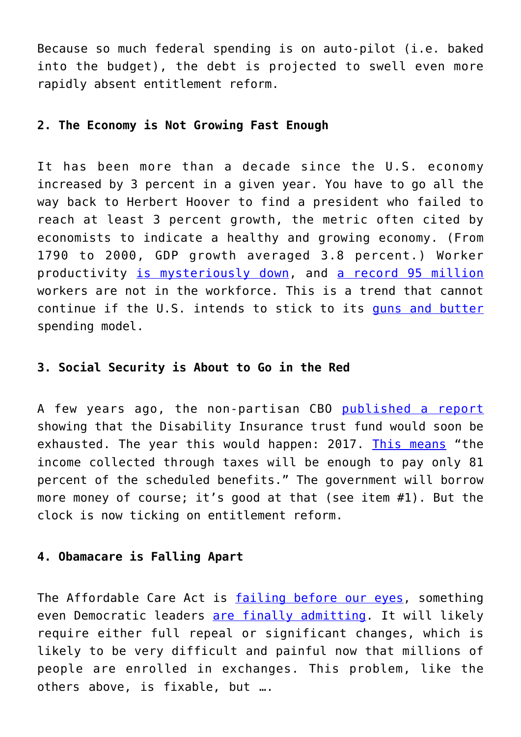Because so much federal spending is on auto-pilot (i.e. baked into the budget), the debt is projected to swell even more rapidly absent entitlement reform.

**2. The Economy is Not Growing Fast Enough**

It has been more than a decade since the U.S. economy increased by 3 percent in a given year. You have to go all the way back to Herbert Hoover to find a president who failed to reach at least 3 percent growth, the metric often cited by economists to indicate a healthy and growing economy. (From 1790 to 2000, GDP growth averaged 3.8 percent.) Worker productivity is mysteriously down, and a record 95 million workers are not in the workforce. This is a trend that cannot continue if the U.S. intends to stick to its guns and butter spending model.

**3. Social Security is About to Go in the Red**

A few years ago, the non-partisan CBO published a report showing that the Disability Insurance trust fund would soon be exhausted. The year this would happen: 2017. This means "the income collected through taxes will be enough to pay only 81 percent of the scheduled benefits." The government will borrow more money of course; it's good at that (see item #1). But the clock is now ticking on entitlement reform.

**4. Obamacare is Falling Apart**

The Affordable Care Act is failing before our eyes, something even Democratic leaders are finally admitting. It will likely require either full repeal or significant changes, which is likely to be very difficult and painful now that millions of people are enrolled in exchanges. This problem, like the others above, is fixable, but ….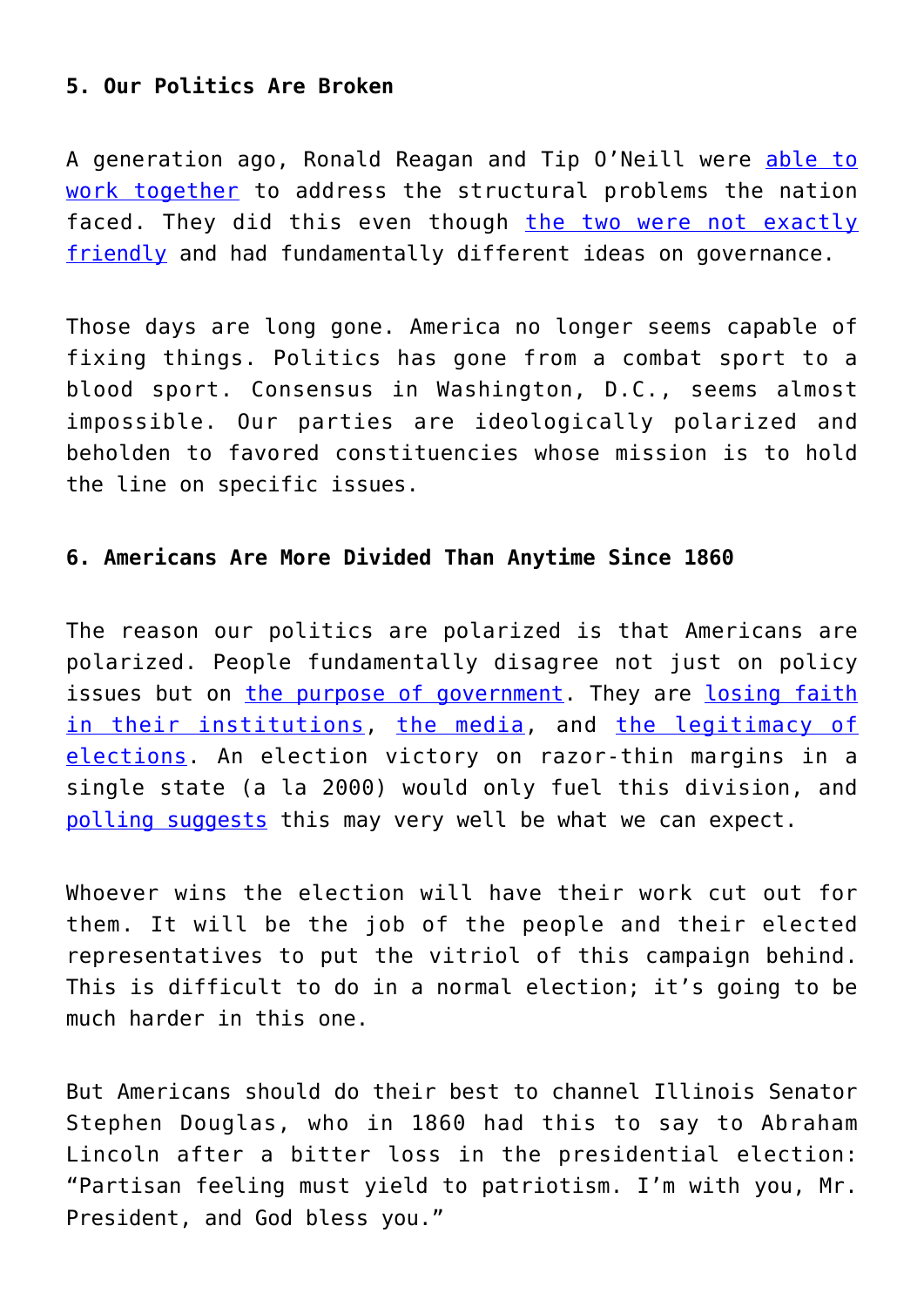**5. Our Politics Are Broken**

A generation ago, Ronald Reagan and Tip O'Neill were able to work together to address the structural problems the nation faced. They did this even though the two were not exactly friendly and had fundamentally different ideas on governance.

Those days are long gone. America no longer seems capable of fixing things. Politics has gone from a combat sport to a blood sport. Consensus in Washington, D.C., seems almost impossible. Our parties are ideologically polarized and beholden to favored constituencies whose mission is to hold the line on specific issues.

**6. Americans Are More Divided Than Anytime Since 1860**

The reason our politics are polarized is that Americans are polarized. People fundamentally disagree not just on policy issues but on the purpose of government. They are losing faith in their institutions, the media, and the legitimacy of elections. An election victory on razor-thin margins in a single state (a la 2000) would only fuel this division, and polling suggests this may very well be what we can expect.

Whoever wins the election will have their work cut out for them. It will be the job of the people and their elected representatives to put the vitriol of this campaign behind. This is difficult to do in a normal election; it's going to be much harder in this one.

But Americans should do their best to channel Illinois Senator Stephen Douglas, who in 1860 had this to say to Abraham Lincoln after a bitter loss in the presidential election: "Partisan feeling must yield to patriotism. I'm with you, Mr. President, and God bless you."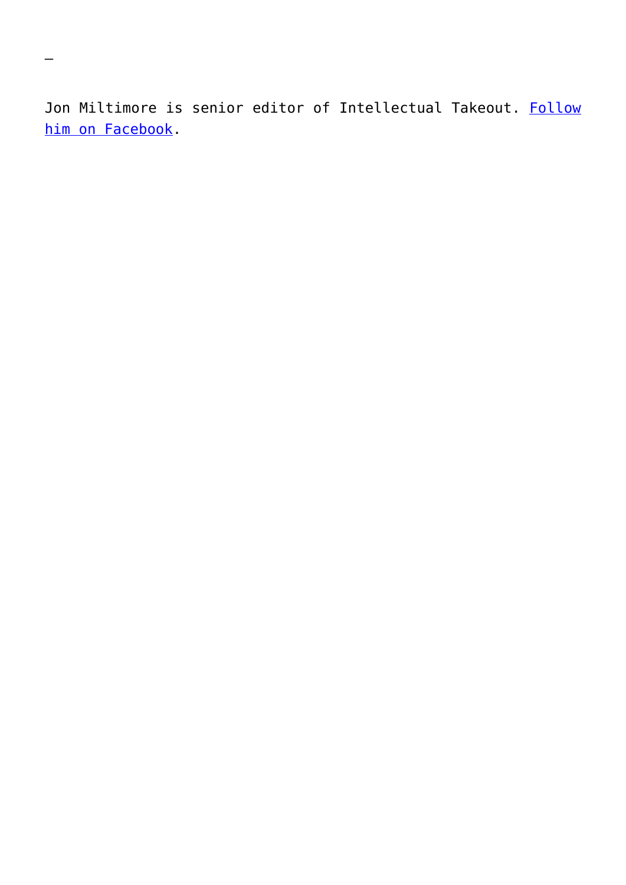—

Jon Miltimore is senior editor of Intellectual Takeout. [Follow him on Facebook].